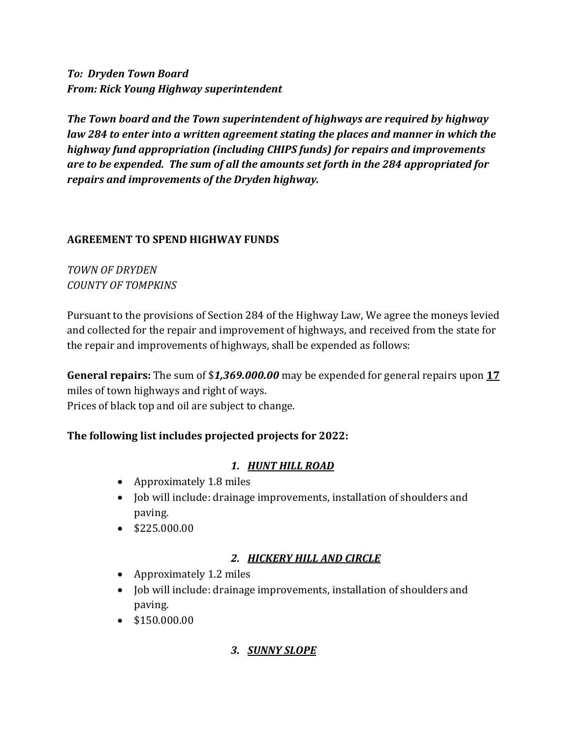***To: Dryden Town Board***
***From: Rick Young Highway superintendent***

***The Town board and the Town superintendent of highways are required by highway law 284 to enter into a written agreement stating the places and manner in which the highway fund appropriation (including CHIPS funds) for repairs and improvements are to be expended. The sum of all the amounts set forth in the 284 appropriated for repairs and improvements of the Dryden highway.***

**AGREEMENT TO SPEND HIGHWAY FUNDS**

*TOWN OF DRYDEN*
*COUNTY OF TOMPKINS*

Pursuant to the provisions of Section 284 of the Highway Law, We agree the moneys levied and collected for the repair and improvement of highways, and received from the state for the repair and improvements of highways, shall be expended as follows:

**General repairs:** The sum of $***1,369.000.00*** may be expended for general repairs upon **<u>17</u>** miles of town highways and right of ways.
Prices of black top and oil are subject to change.

**The following list includes projected projects for 2022:**

1. ***<u>HUNT HILL ROAD</u>***
   - Approximately 1.8 miles
   - Job will include: drainage improvements, installation of shoulders and paving.
   - $225.000.00

2. ***<u>HICKERY HILL AND CIRCLE</u>***
   - Approximately 1.2 miles
   - Job will include: drainage improvements, installation of shoulders and paving.
   - $150.000.00

3. ***<u>SUNNY SLOPE</u>***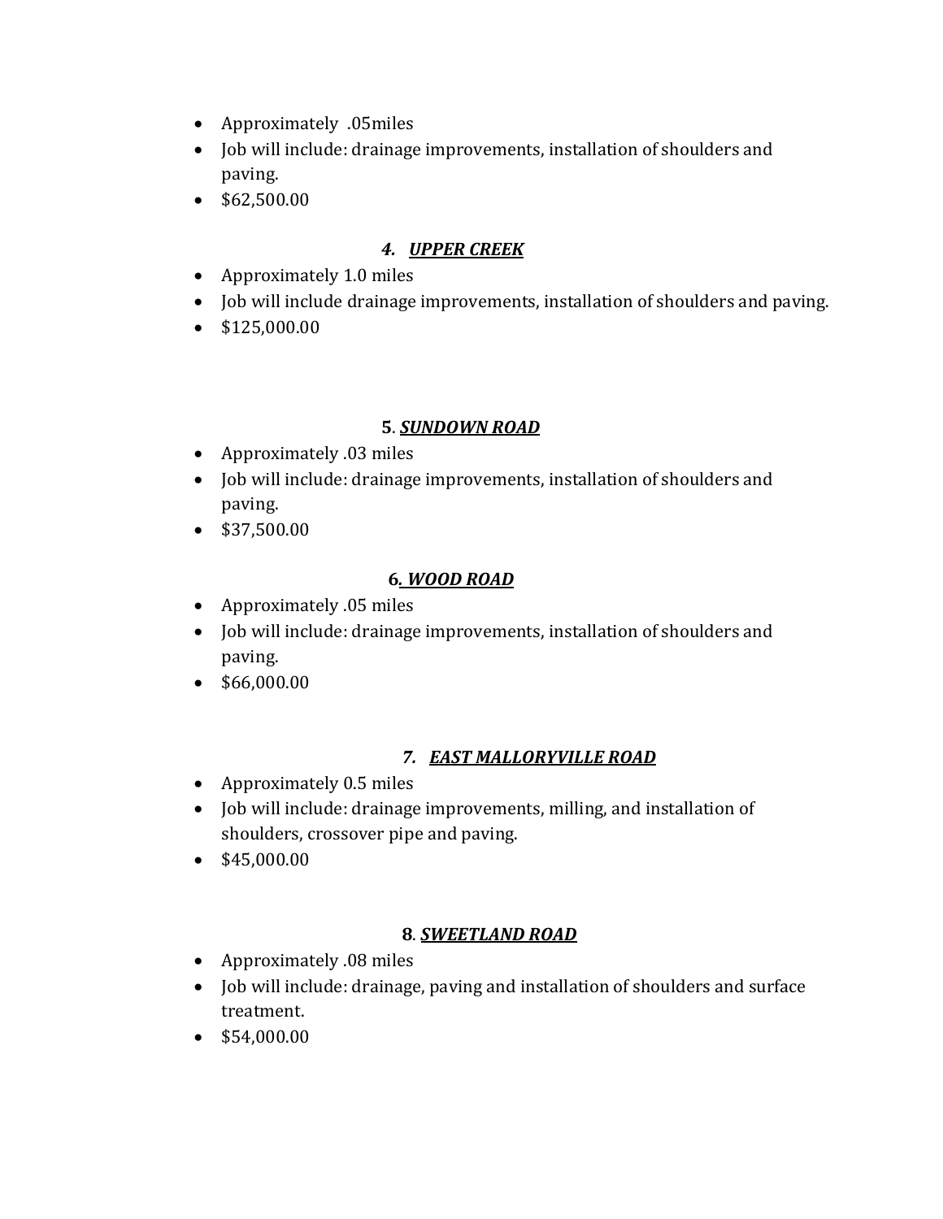- Approximately .05miles
- Job will include: drainage improvements, installation of shoulders and paving.
- $62,500.00

### *4. __UPPER CREEK__*

- Approximately 1.0 miles
- Job will include drainage improvements, installation of shoulders and paving.
- $125,000.00

### **5**. ***__SUNDOWN ROAD__***

- Approximately .03 miles
- Job will include: drainage improvements, installation of shoulders and paving.
- $37,500.00

### **6*. __WOOD ROAD__***

- Approximately .05 miles
- Job will include: drainage improvements, installation of shoulders and paving.
- $66,000.00

### *7. __EAST MALLORYVILLE ROAD__*

- Approximately 0.5 miles
- Job will include: drainage improvements, milling, and installation of shoulders, crossover pipe and paving.
- $45,000.00

### **8**. ***__SWEETLAND ROAD__***

- Approximately .08 miles
- Job will include: drainage, paving and installation of shoulders and surface treatment.
- $54,000.00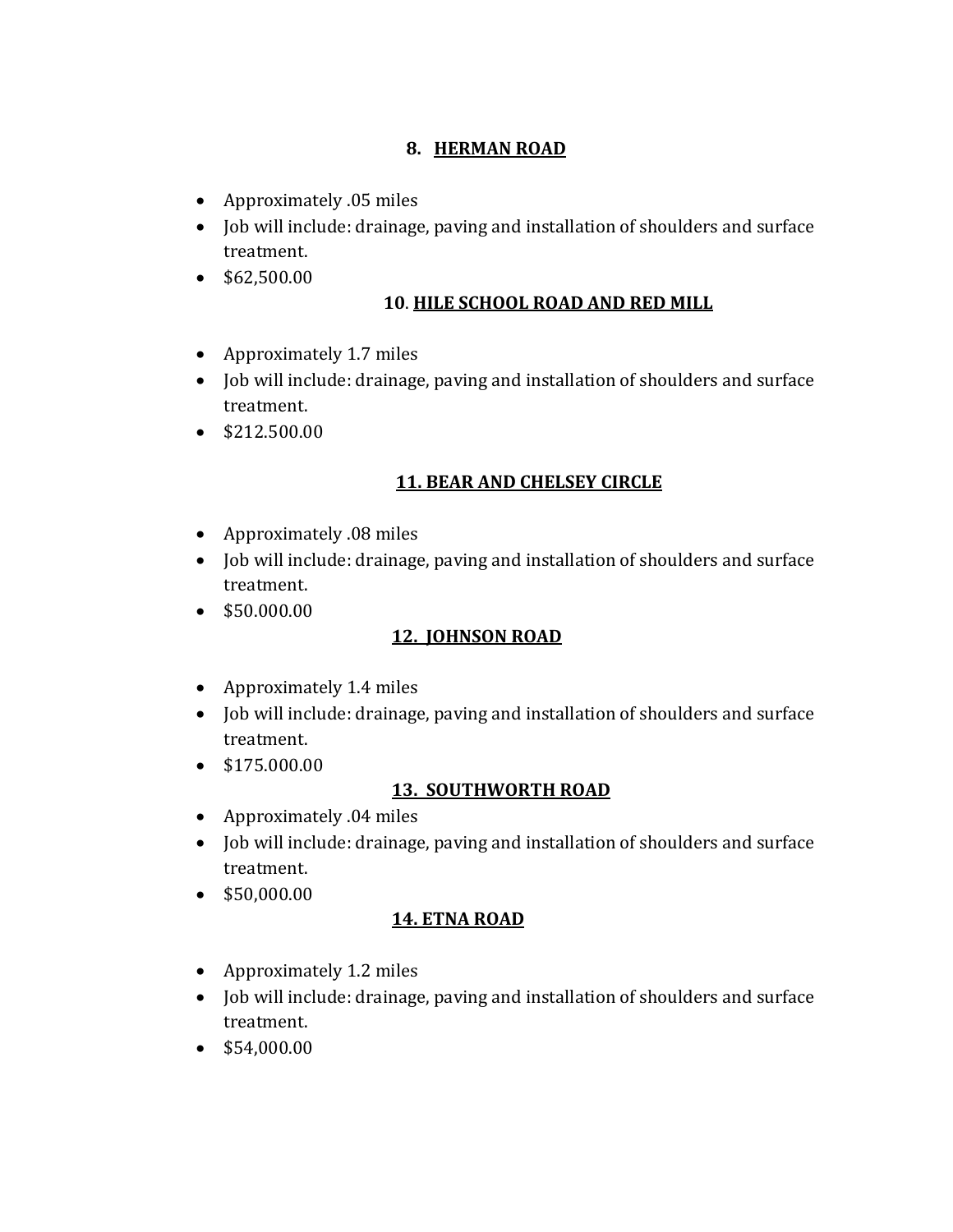## 8. HERMAN ROAD

- Approximately .05 miles
- Job will include: drainage, paving and installation of shoulders and surface treatment.
- $62,500.00

## 10. HILE SCHOOL ROAD AND RED MILL

- Approximately 1.7 miles
- Job will include: drainage, paving and installation of shoulders and surface treatment.
- $212.500.00

## 11. BEAR AND CHELSEY CIRCLE

- Approximately .08 miles
- Job will include: drainage, paving and installation of shoulders and surface treatment.
- $50.000.00

## 12. JOHNSON ROAD

- Approximately 1.4 miles
- Job will include: drainage, paving and installation of shoulders and surface treatment.
- $175.000.00

## 13. SOUTHWORTH ROAD

- Approximately .04 miles
- Job will include: drainage, paving and installation of shoulders and surface treatment.
- $50,000.00

## 14. ETNA ROAD

- Approximately 1.2 miles
- Job will include: drainage, paving and installation of shoulders and surface treatment.
- $54,000.00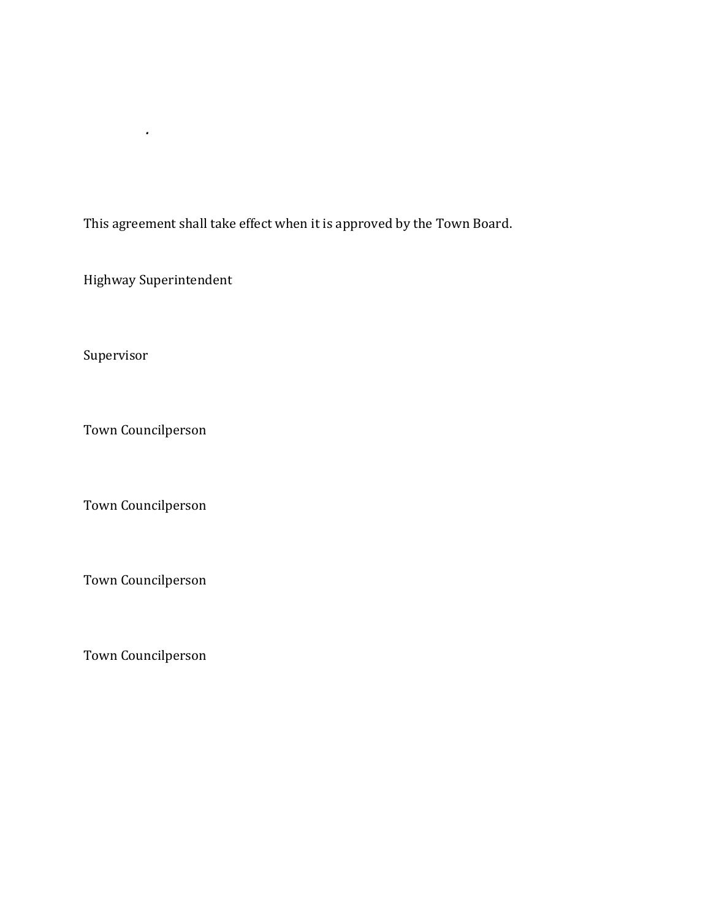.

This agreement shall take effect when it is approved by the Town Board.

Highway Superintendent

Supervisor

Town Councilperson

Town Councilperson

Town Councilperson

Town Councilperson